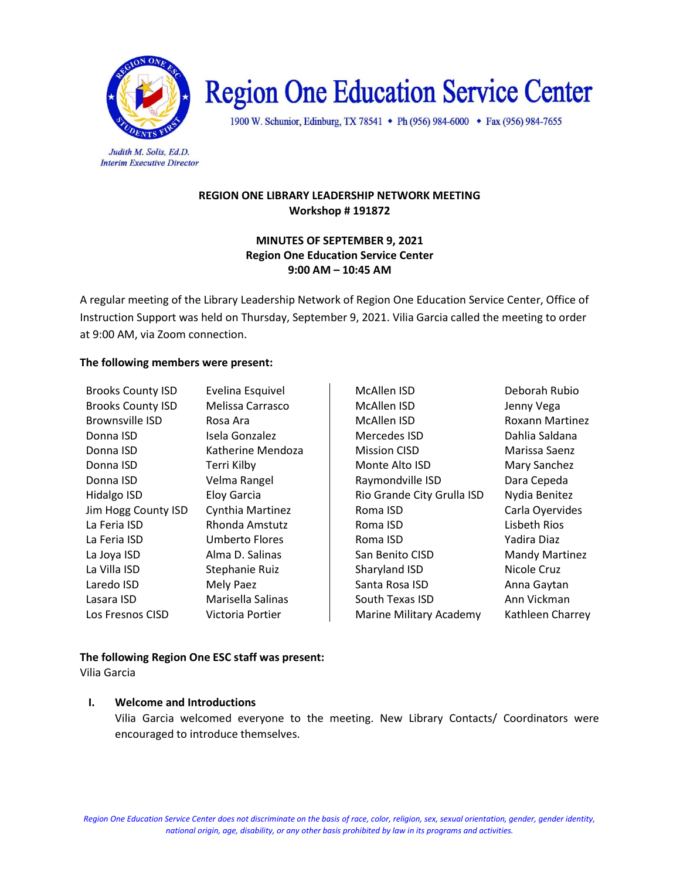# Region One Education Service Center

1900 W. Schunior, Edinburg, TX 78541 • Ph (956) 984-6000 • Fax (956) 984-7655

*Judith M. Solis, Ed.D.*
*Interim Executive Director*

**REGION ONE LIBRARY LEADERSHIP NETWORK MEETING**
**Workshop # 191872**

**MINUTES OF SEPTEMBER 9, 2021**
**Region One Education Service Center**
**9:00 AM – 10:45 AM**

A regular meeting of the Library Leadership Network of Region One Education Service Center, Office of Instruction Support was held on Thursday, September 9, 2021. Vilia Garcia called the meeting to order at 9:00 AM, via Zoom connection.

**The following members were present:**

| District | Member |
|---|---|
| Brooks County ISD | Evelina Esquivel |
| Brooks County ISD | Melissa Carrasco |
| Brownsville ISD | Rosa Ara |
| Donna ISD | Isela Gonzalez |
| Donna ISD | Katherine Mendoza |
| Donna ISD | Terri Kilby |
| Donna ISD | Velma Rangel |
| Hidalgo ISD | Eloy Garcia |
| Jim Hogg County ISD | Cynthia Martinez |
| La Feria ISD | Rhonda Amstutz |
| La Feria ISD | Umberto Flores |
| La Joya ISD | Alma D. Salinas |
| La Villa ISD | Stephanie Ruiz |
| Laredo ISD | Mely Paez |
| Lasara ISD | Marisella Salinas |
| Los Fresnos CISD | Victoria Portier |
| McAllen ISD | Deborah Rubio |
| McAllen ISD | Jenny Vega |
| McAllen ISD | Roxann Martinez |
| Mercedes ISD | Dahlia Saldana |
| Mission CISD | Marissa Saenz |
| Monte Alto ISD | Mary Sanchez |
| Raymondville ISD | Dara Cepeda |
| Rio Grande City Grulla ISD | Nydia Benitez |
| Roma ISD | Carla Oyervides |
| Roma ISD | Lisbeth Rios |
| Roma ISD | Yadira Diaz |
| San Benito CISD | Mandy Martinez |
| Sharyland ISD | Nicole Cruz |
| Santa Rosa ISD | Anna Gaytan |
| South Texas ISD | Ann Vickman |
| Marine Military Academy | Kathleen Charrey |

**The following Region One ESC staff was present:**
Vilia Garcia

**I. Welcome and Introductions**

Vilia Garcia welcomed everyone to the meeting. New Library Contacts/ Coordinators were encouraged to introduce themselves.

*Region One Education Service Center does not discriminate on the basis of race, color, religion, sex, sexual orientation, gender, gender identity, national origin, age, disability, or any other basis prohibited by law in its programs and activities.*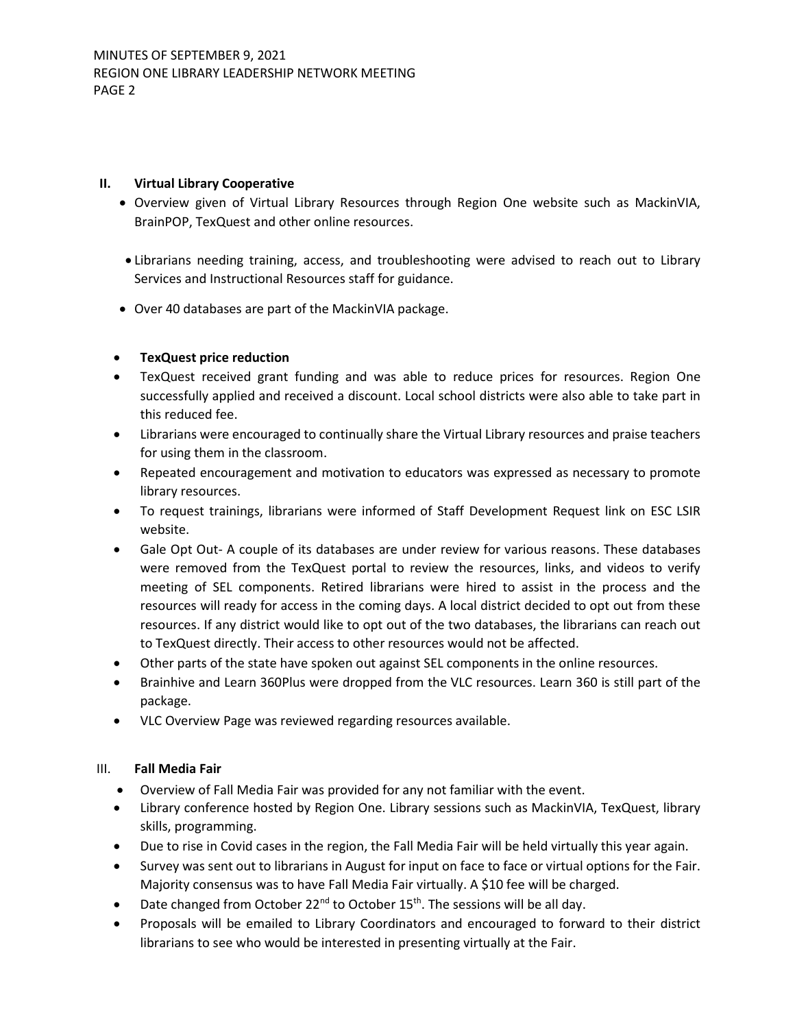## II. Virtual Library Cooperative

- Overview given of Virtual Library Resources through Region One website such as MackinVIA, BrainPOP, TexQuest and other online resources.
- Librarians needing training, access, and troubleshooting were advised to reach out to Library Services and Instructional Resources staff for guidance.
- Over 40 databases are part of the MackinVIA package.

- **TexQuest price reduction**
- TexQuest received grant funding and was able to reduce prices for resources. Region One successfully applied and received a discount. Local school districts were also able to take part in this reduced fee.
- Librarians were encouraged to continually share the Virtual Library resources and praise teachers for using them in the classroom.
- Repeated encouragement and motivation to educators was expressed as necessary to promote library resources.
- To request trainings, librarians were informed of Staff Development Request link on ESC LSIR website.
- Gale Opt Out- A couple of its databases are under review for various reasons. These databases were removed from the TexQuest portal to review the resources, links, and videos to verify meeting of SEL components. Retired librarians were hired to assist in the process and the resources will ready for access in the coming days. A local district decided to opt out from these resources. If any district would like to opt out of the two databases, the librarians can reach out to TexQuest directly. Their access to other resources would not be affected.
- Other parts of the state have spoken out against SEL components in the online resources.
- Brainhive and Learn 360Plus were dropped from the VLC resources. Learn 360 is still part of the package.
- VLC Overview Page was reviewed regarding resources available.

## III. Fall Media Fair

- Overview of Fall Media Fair was provided for any not familiar with the event.
- Library conference hosted by Region One. Library sessions such as MackinVIA, TexQuest, library skills, programming.
- Due to rise in Covid cases in the region, the Fall Media Fair will be held virtually this year again.
- Survey was sent out to librarians in August for input on face to face or virtual options for the Fair. Majority consensus was to have Fall Media Fair virtually. A $10 fee will be charged.
- Date changed from October 22nd to October 15th. The sessions will be all day.
- Proposals will be emailed to Library Coordinators and encouraged to forward to their district librarians to see who would be interested in presenting virtually at the Fair.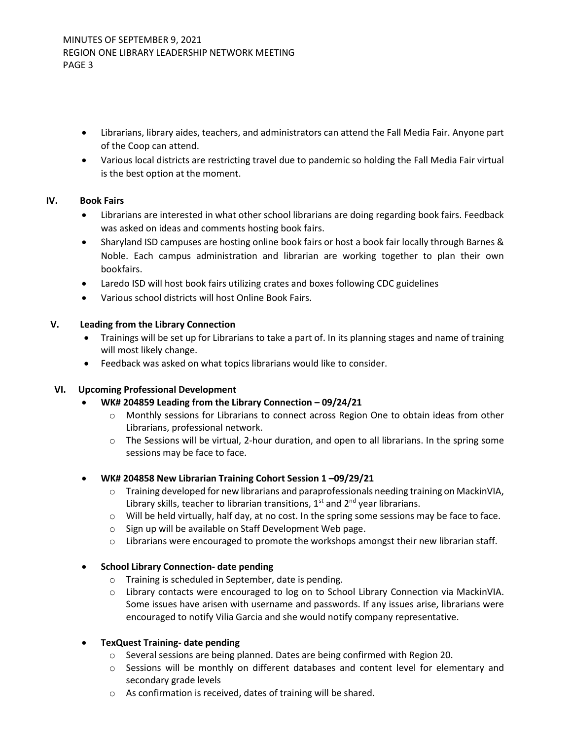- Librarians, library aides, teachers, and administrators can attend the Fall Media Fair. Anyone part of the Coop can attend.
- Various local districts are restricting travel due to pandemic so holding the Fall Media Fair virtual is the best option at the moment.

## IV. Book Fairs

- Librarians are interested in what other school librarians are doing regarding book fairs. Feedback was asked on ideas and comments hosting book fairs.
- Sharyland ISD campuses are hosting online book fairs or host a book fair locally through Barnes & Noble. Each campus administration and librarian are working together to plan their own bookfairs.
- Laredo ISD will host book fairs utilizing crates and boxes following CDC guidelines
- Various school districts will host Online Book Fairs.

## V. Leading from the Library Connection

- Trainings will be set up for Librarians to take a part of. In its planning stages and name of training will most likely change.
- Feedback was asked on what topics librarians would like to consider.

## VI. Upcoming Professional Development

- **WK# 204859 Leading from the Library Connection – 09/24/21**
  - Monthly sessions for Librarians to connect across Region One to obtain ideas from other Librarians, professional network.
  - The Sessions will be virtual, 2-hour duration, and open to all librarians. In the spring some sessions may be face to face.

- **WK# 204858 New Librarian Training Cohort Session 1 –09/29/21**
  - Training developed for new librarians and paraprofessionals needing training on MackinVIA, Library skills, teacher to librarian transitions, 1st and 2nd year librarians.
  - Will be held virtually, half day, at no cost. In the spring some sessions may be face to face.
  - Sign up will be available on Staff Development Web page.
  - Librarians were encouraged to promote the workshops amongst their new librarian staff.

- **School Library Connection- date pending**
  - Training is scheduled in September, date is pending.
  - Library contacts were encouraged to log on to School Library Connection via MackinVIA. Some issues have arisen with username and passwords. If any issues arise, librarians were encouraged to notify Vilia Garcia and she would notify company representative.

- **TexQuest Training- date pending**
  - Several sessions are being planned. Dates are being confirmed with Region 20.
  - Sessions will be monthly on different databases and content level for elementary and secondary grade levels
  - As confirmation is received, dates of training will be shared.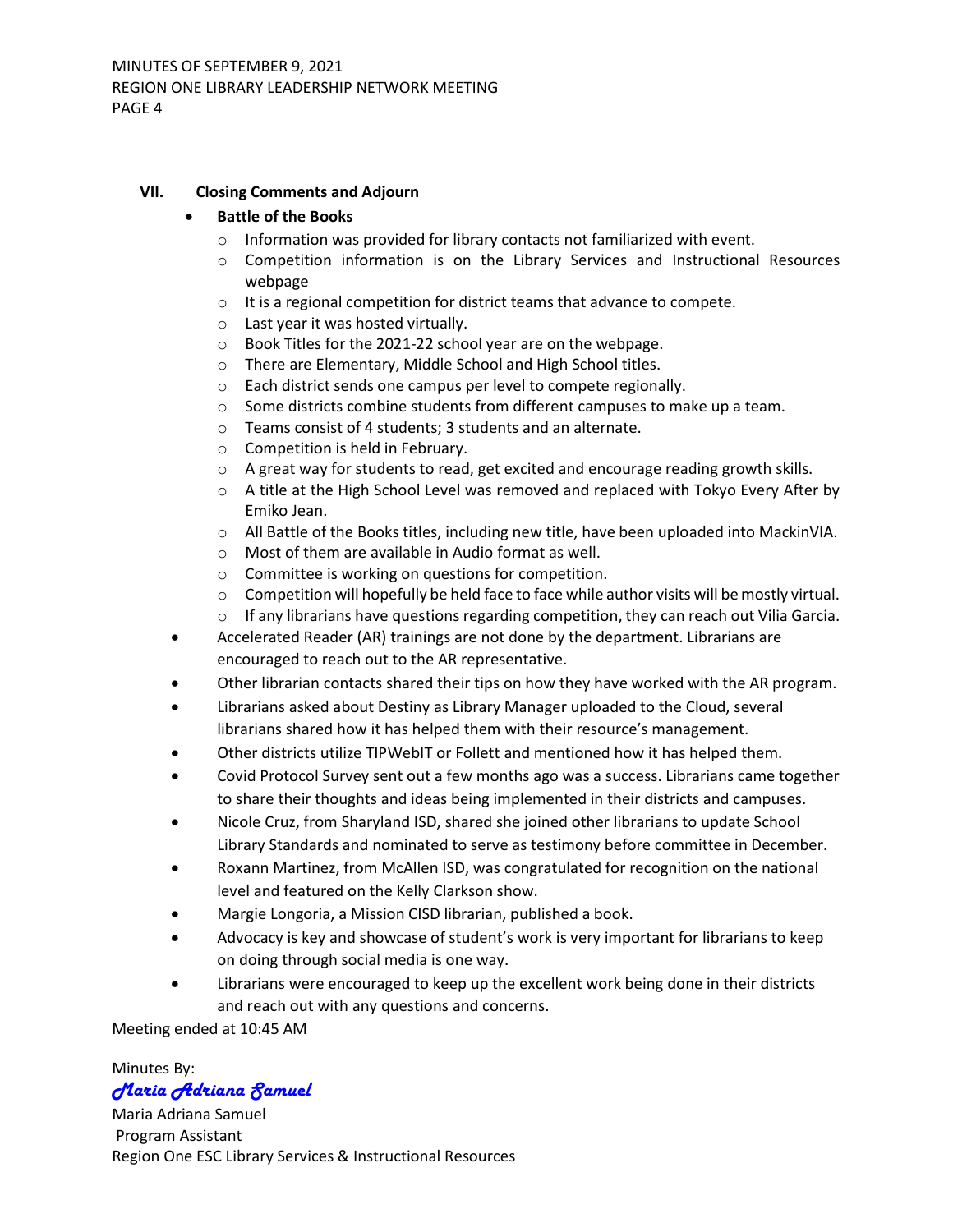## VII. Closing Comments and Adjourn

- **Battle of the Books**
  - Information was provided for library contacts not familiarized with event.
  - Competition information is on the Library Services and Instructional Resources webpage
  - It is a regional competition for district teams that advance to compete.
  - Last year it was hosted virtually.
  - Book Titles for the 2021-22 school year are on the webpage.
  - There are Elementary, Middle School and High School titles.
  - Each district sends one campus per level to compete regionally.
  - Some districts combine students from different campuses to make up a team.
  - Teams consist of 4 students; 3 students and an alternate.
  - Competition is held in February.
  - A great way for students to read, get excited and encourage reading growth skills.
  - A title at the High School Level was removed and replaced with Tokyo Every After by Emiko Jean.
  - All Battle of the Books titles, including new title, have been uploaded into MackinVIA.
  - Most of them are available in Audio format as well.
  - Committee is working on questions for competition.
  - Competition will hopefully be held face to face while author visits will be mostly virtual.
  - If any librarians have questions regarding competition, they can reach out Vilia Garcia.
- Accelerated Reader (AR) trainings are not done by the department. Librarians are encouraged to reach out to the AR representative.
- Other librarian contacts shared their tips on how they have worked with the AR program.
- Librarians asked about Destiny as Library Manager uploaded to the Cloud, several librarians shared how it has helped them with their resource's management.
- Other districts utilize TIPWebIT or Follett and mentioned how it has helped them.
- Covid Protocol Survey sent out a few months ago was a success. Librarians came together to share their thoughts and ideas being implemented in their districts and campuses.
- Nicole Cruz, from Sharyland ISD, shared she joined other librarians to update School Library Standards and nominated to serve as testimony before committee in December.
- Roxann Martinez, from McAllen ISD, was congratulated for recognition on the national level and featured on the Kelly Clarkson show.
- Margie Longoria, a Mission CISD librarian, published a book.
- Advocacy is key and showcase of student's work is very important for librarians to keep on doing through social media is one way.
- Librarians were encouraged to keep up the excellent work being done in their districts and reach out with any questions and concerns.

Meeting ended at 10:45 AM

Minutes By:

*Maria Adriana Samuel*

Maria Adriana Samuel
Program Assistant
Region One ESC Library Services & Instructional Resources